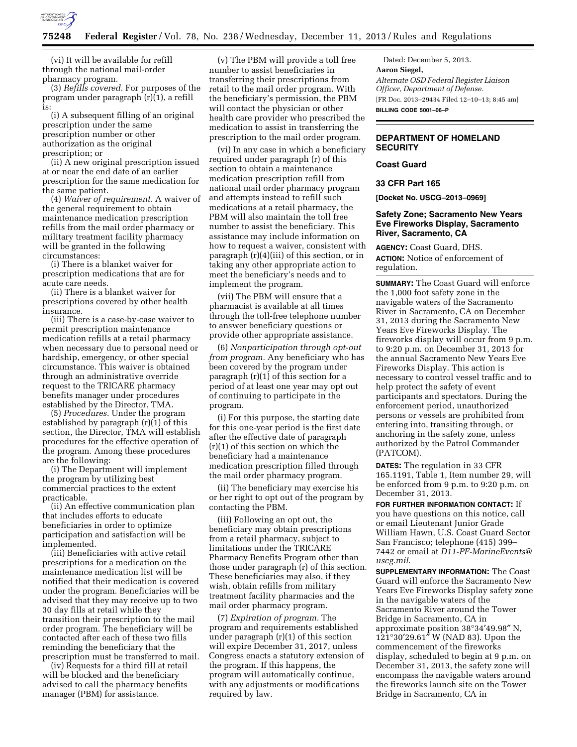(vi) It will be available for refill through the national mail-order pharmacy program.

(3) *Refills covered.* For purposes of the program under paragraph (r)(1), a refill is:

(i) A subsequent filling of an original prescription under the same prescription number or other authorization as the original prescription; or

(ii) A new original prescription issued at or near the end date of an earlier prescription for the same medication for the same patient.

(4) *Waiver of requirement.* A waiver of the general requirement to obtain maintenance medication prescription refills from the mail order pharmacy or military treatment facility pharmacy will be granted in the following circumstances:

(i) There is a blanket waiver for prescription medications that are for acute care needs.

(ii) There is a blanket waiver for prescriptions covered by other health insurance.

(iii) There is a case-by-case waiver to permit prescription maintenance medication refills at a retail pharmacy when necessary due to personal need or hardship, emergency, or other special circumstance. This waiver is obtained through an administrative override request to the TRICARE pharmacy benefits manager under procedures established by the Director, TMA.

(5) *Procedures.* Under the program established by paragraph (r)(1) of this section, the Director, TMA will establish procedures for the effective operation of the program. Among these procedures are the following:

(i) The Department will implement the program by utilizing best commercial practices to the extent practicable.

(ii) An effective communication plan that includes efforts to educate beneficiaries in order to optimize participation and satisfaction will be implemented.

(iii) Beneficiaries with active retail prescriptions for a medication on the maintenance medication list will be notified that their medication is covered under the program. Beneficiaries will be advised that they may receive up to two 30 day fills at retail while they transition their prescription to the mail order program. The beneficiary will be contacted after each of these two fills reminding the beneficiary that the prescription must be transferred to mail.

(iv) Requests for a third fill at retail will be blocked and the beneficiary advised to call the pharmacy benefits manager (PBM) for assistance.

(v) The PBM will provide a toll free number to assist beneficiaries in transferring their prescriptions from retail to the mail order program. With the beneficiary's permission, the PBM will contact the physician or other health care provider who prescribed the medication to assist in transferring the prescription to the mail order program.

(vi) In any case in which a beneficiary required under paragraph (r) of this section to obtain a maintenance medication prescription refill from national mail order pharmacy program and attempts instead to refill such medications at a retail pharmacy, the PBM will also maintain the toll free number to assist the beneficiary. This assistance may include information on how to request a waiver, consistent with paragraph (r)(4)(iii) of this section, or in taking any other appropriate action to meet the beneficiary's needs and to implement the program.

(vii) The PBM will ensure that a pharmacist is available at all times through the toll-free telephone number to answer beneficiary questions or provide other appropriate assistance.

(6) *Nonparticipation through opt-out from program.* Any beneficiary who has been covered by the program under paragraph (r)(1) of this section for a period of at least one year may opt out of continuing to participate in the program.

(i) For this purpose, the starting date for this one-year period is the first date after the effective date of paragraph (r)(1) of this section on which the beneficiary had a maintenance medication prescription filled through the mail order pharmacy program.

(ii) The beneficiary may exercise his or her right to opt out of the program by contacting the PBM.

(iii) Following an opt out, the beneficiary may obtain prescriptions from a retail pharmacy, subject to limitations under the TRICARE Pharmacy Benefits Program other than those under paragraph (r) of this section. These beneficiaries may also, if they wish, obtain refills from military treatment facility pharmacies and the mail order pharmacy program.

(7) *Expiration of program.* The program and requirements established under paragraph (r)(1) of this section will expire December 31, 2017, unless Congress enacts a statutory extension of the program. If this happens, the program will automatically continue, with any adjustments or modifications required by law.

Dated: December 5, 2013.

**Aaron Siegel,**

*Alternate OSD Federal Register Liaison Officer, Department of Defense.*

[FR Doc. 2013–29434 Filed 12–10–13; 8:45 am]

**BILLING CODE 5001–06–P**

---

## DEPARTMENT OF HOMELAND SECURITY

### Coast Guard

### 33 CFR Part 165

**[Docket No. USCG–2013–0969]**

### Safety Zone; Sacramento New Years Eve Fireworks Display, Sacramento River, Sacramento, CA

**AGENCY:** Coast Guard, DHS.

**ACTION:** Notice of enforcement of regulation.

**SUMMARY:** The Coast Guard will enforce the 1,000 foot safety zone in the navigable waters of the Sacramento River in Sacramento, CA on December 31, 2013 during the Sacramento New Years Eve Fireworks Display. The fireworks display will occur from 9 p.m. to 9:20 p.m. on December 31, 2013 for the annual Sacramento New Years Eve Fireworks Display. This action is necessary to control vessel traffic and to help protect the safety of event participants and spectators. During the enforcement period, unauthorized persons or vessels are prohibited from entering into, transiting through, or anchoring in the safety zone, unless authorized by the Patrol Commander (PATCOM).

**DATES:** The regulation in 33 CFR 165.1191, Table 1, Item number 29, will be enforced from 9 p.m. to 9:20 p.m. on December 31, 2013.

**FOR FURTHER INFORMATION CONTACT:** If you have questions on this notice, call or email Lieutenant Junior Grade William Hawn, U.S. Coast Guard Sector San Francisco; telephone (415) 399–7442 or email at *D11-PF-MarineEvents@uscg.mil.*

**SUPPLEMENTARY INFORMATION:** The Coast Guard will enforce the Sacramento New Years Eve Fireworks Display safety zone in the navigable waters of the Sacramento River around the Tower Bridge in Sacramento, CA in approximate position 38°34′49.98″ N, 121°30′29.61″ W (NAD 83). Upon the commencement of the fireworks display, scheduled to begin at 9 p.m. on December 31, 2013, the safety zone will encompass the navigable waters around the fireworks launch site on the Tower Bridge in Sacramento, CA in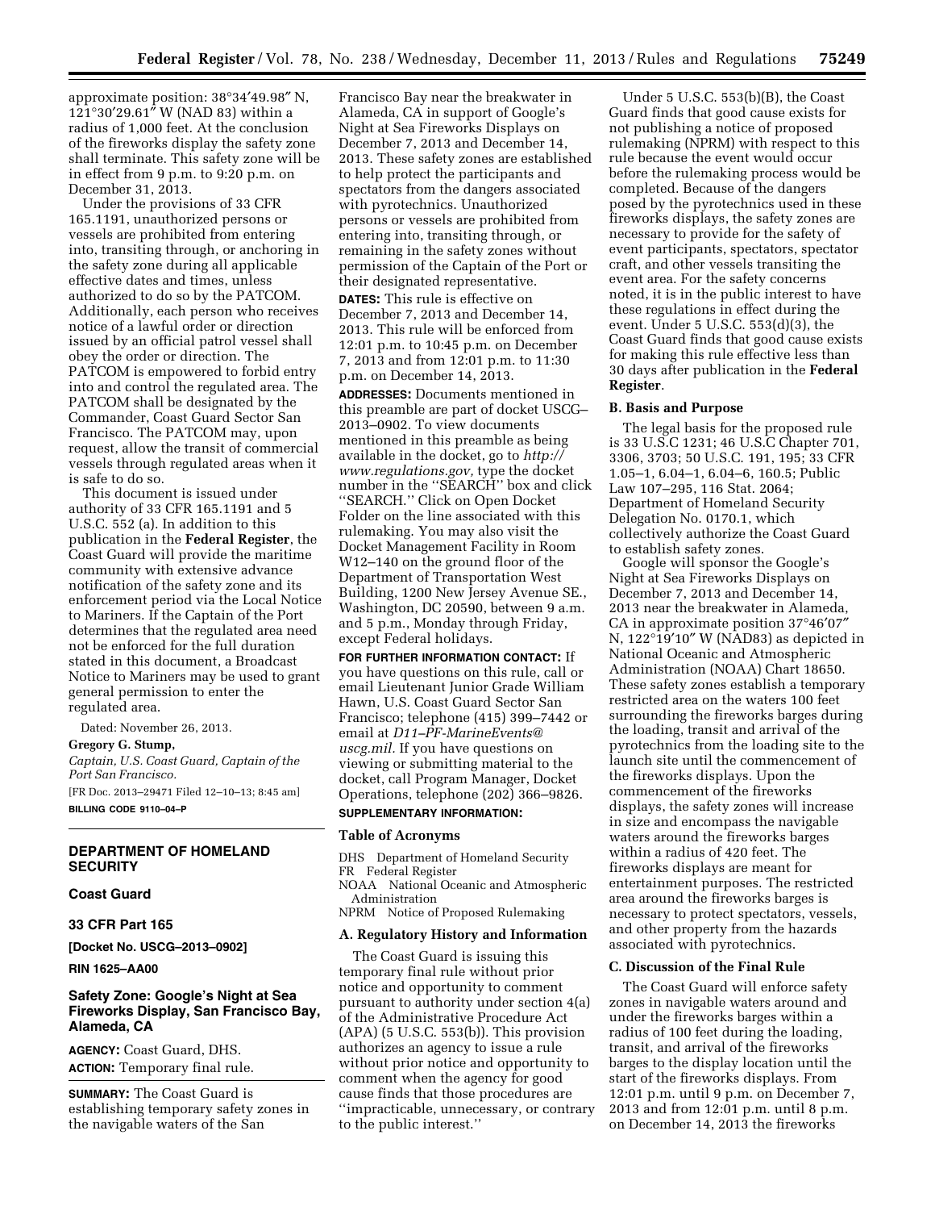approximate position: 38°34′49.98″ N, 121°30′29.61″ W (NAD 83) within a radius of 1,000 feet. At the conclusion of the fireworks display the safety zone shall terminate. This safety zone will be in effect from 9 p.m. to 9:20 p.m. on December 31, 2013.

Under the provisions of 33 CFR 165.1191, unauthorized persons or vessels are prohibited from entering into, transiting through, or anchoring in the safety zone during all applicable effective dates and times, unless authorized to do so by the PATCOM. Additionally, each person who receives notice of a lawful order or direction issued by an official patrol vessel shall obey the order or direction. The PATCOM is empowered to forbid entry into and control the regulated area. The PATCOM shall be designated by the Commander, Coast Guard Sector San Francisco. The PATCOM may, upon request, allow the transit of commercial vessels through regulated areas when it is safe to do so.

This document is issued under authority of 33 CFR 165.1191 and 5 U.S.C. 552 (a). In addition to this publication in the **Federal Register**, the Coast Guard will provide the maritime community with extensive advance notification of the safety zone and its enforcement period via the Local Notice to Mariners. If the Captain of the Port determines that the regulated area need not be enforced for the full duration stated in this document, a Broadcast Notice to Mariners may be used to grant general permission to enter the regulated area.

Dated: November 26, 2013.

**Gregory G. Stump,**

*Captain, U.S. Coast Guard, Captain of the Port San Francisco.*

[FR Doc. 2013–29471 Filed 12–10–13; 8:45 am]

**BILLING CODE 9110–04–P**

---

## DEPARTMENT OF HOMELAND SECURITY

### Coast Guard

### 33 CFR Part 165

**[Docket No. USCG–2013–0902]**

**RIN 1625–AA00**

## Safety Zone: Google's Night at Sea Fireworks Display, San Francisco Bay, Alameda, CA

**AGENCY:** Coast Guard, DHS.

**ACTION:** Temporary final rule.

**SUMMARY:** The Coast Guard is establishing temporary safety zones in the navigable waters of the San Francisco Bay near the breakwater in Alameda, CA in support of Google's Night at Sea Fireworks Displays on December 7, 2013 and December 14, 2013. These safety zones are established to help protect the participants and spectators from the dangers associated with pyrotechnics. Unauthorized persons or vessels are prohibited from entering into, transiting through, or remaining in the safety zones without permission of the Captain of the Port or their designated representative.

**DATES:** This rule is effective on December 7, 2013 and December 14, 2013. This rule will be enforced from 12:01 p.m. to 10:45 p.m. on December 7, 2013 and from 12:01 p.m. to 11:30 p.m. on December 14, 2013.

**ADDRESSES:** Documents mentioned in this preamble are part of docket USCG–2013–0902. To view documents mentioned in this preamble as being available in the docket, go to *http://www.regulations.gov,* type the docket number in the ''SEARCH'' box and click ''SEARCH.'' Click on Open Docket Folder on the line associated with this rulemaking. You may also visit the Docket Management Facility in Room W12–140 on the ground floor of the Department of Transportation West Building, 1200 New Jersey Avenue SE., Washington, DC 20590, between 9 a.m. and 5 p.m., Monday through Friday, except Federal holidays.

**FOR FURTHER INFORMATION CONTACT:** If you have questions on this rule, call or email Lieutenant Junior Grade William Hawn, U.S. Coast Guard Sector San Francisco; telephone (415) 399–7442 or email at *D11–PF-MarineEvents@uscg.mil.* If you have questions on viewing or submitting material to the docket, call Program Manager, Docket Operations, telephone (202) 366–9826.

**SUPPLEMENTARY INFORMATION:**

### Table of Acronyms

DHS Department of Homeland Security
FR Federal Register
NOAA National Oceanic and Atmospheric Administration
NPRM Notice of Proposed Rulemaking

### A. Regulatory History and Information

The Coast Guard is issuing this temporary final rule without prior notice and opportunity to comment pursuant to authority under section 4(a) of the Administrative Procedure Act (APA) (5 U.S.C. 553(b)). This provision authorizes an agency to issue a rule without prior notice and opportunity to comment when the agency for good cause finds that those procedures are ''impracticable, unnecessary, or contrary to the public interest.''

Under 5 U.S.C. 553(b)(B), the Coast Guard finds that good cause exists for not publishing a notice of proposed rulemaking (NPRM) with respect to this rule because the event would occur before the rulemaking process would be completed. Because of the dangers posed by the pyrotechnics used in these fireworks displays, the safety zones are necessary to provide for the safety of event participants, spectators, spectator craft, and other vessels transiting the event area. For the safety concerns noted, it is in the public interest to have these regulations in effect during the event. Under 5 U.S.C. 553(d)(3), the Coast Guard finds that good cause exists for making this rule effective less than 30 days after publication in the **Federal Register**.

### B. Basis and Purpose

The legal basis for the proposed rule is 33 U.S.C 1231; 46 U.S.C Chapter 701, 3306, 3703; 50 U.S.C. 191, 195; 33 CFR 1.05–1, 6.04–1, 6.04–6, 160.5; Public Law 107–295, 116 Stat. 2064; Department of Homeland Security Delegation No. 0170.1, which collectively authorize the Coast Guard to establish safety zones.

Google will sponsor the Google's Night at Sea Fireworks Displays on December 7, 2013 and December 14, 2013 near the breakwater in Alameda, CA in approximate position 37°46′07″ N, 122°19′10″ W (NAD83) as depicted in National Oceanic and Atmospheric Administration (NOAA) Chart 18650. These safety zones establish a temporary restricted area on the waters 100 feet surrounding the fireworks barges during the loading, transit and arrival of the pyrotechnics from the loading site to the launch site until the commencement of the fireworks displays. Upon the commencement of the fireworks displays, the safety zones will increase in size and encompass the navigable waters around the fireworks barges within a radius of 420 feet. The fireworks displays are meant for entertainment purposes. The restricted area around the fireworks barges is necessary to protect spectators, vessels, and other property from the hazards associated with pyrotechnics.

### C. Discussion of the Final Rule

The Coast Guard will enforce safety zones in navigable waters around and under the fireworks barges within a radius of 100 feet during the loading, transit, and arrival of the fireworks barges to the display location until the start of the fireworks displays. From 12:01 p.m. until 9 p.m. on December 7, 2013 and from 12:01 p.m. until 8 p.m. on December 14, 2013 the fireworks